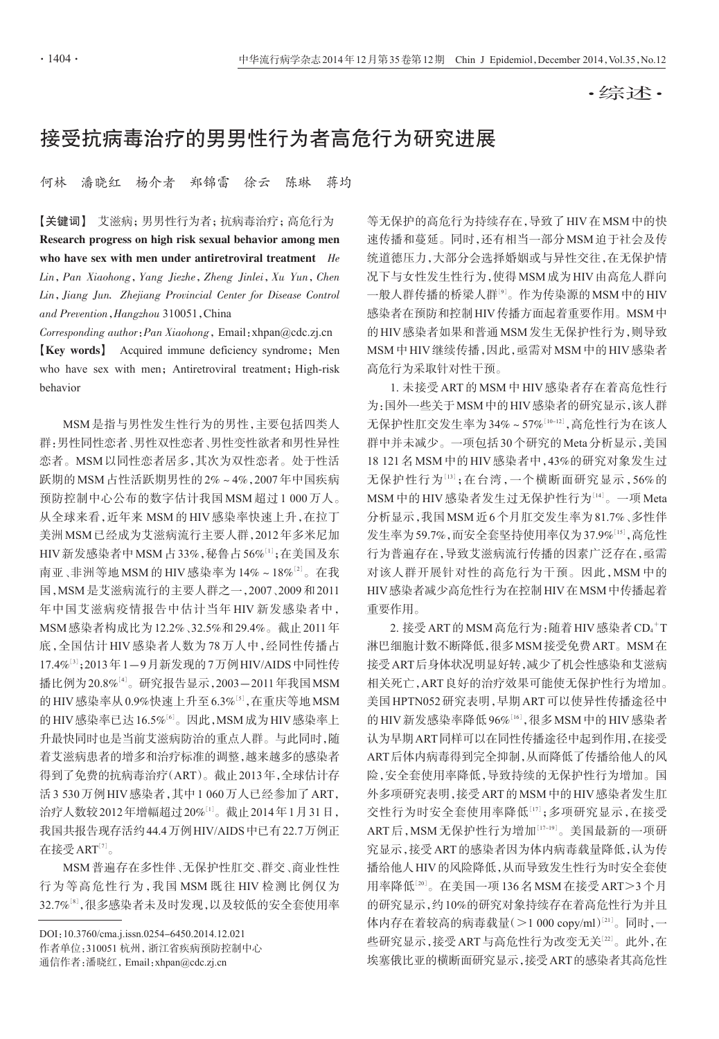·综述·

# 接受抗病毒治疗的男男性行为者高危行为研究进展

何林　潘晓红　杨介者　郑锦雷　徐云　陈琳　蒋均

【关键词】 艾滋病；男男性行为者；抗病毒治疗；高危行为

**Research progress on high risk sexual behavior among men who have sex with men under antiretroviral treatment** *He Lin, Pan Xiaohong, Yang Jiezhe, Zheng Jinlei, Xu Yun, Chen Lin, Jiang Jun. Zhejiang Provincial Center for Disease Control and Prevention, Hangzhou 310051, China*

*Corresponding author*: Pan Xiaohong, Email: xhpan@cdc.zj.cn

【Key words】 Acquired immune deficiency syndrome; Men who have sex with men; Antiretroviral treatment; High-risk behavior

MSM是指与男性发生性行为的男性，主要包括四类人群：男性同性恋者、男性双性恋者、男性变性欲者和男性异性恋者。MSM以同性恋者居多，其次为双性恋者。处于性活跃期的MSM占性活跃期男性的2%～4%，2007年中国疾病预防控制中心公布的数字估计我国MSM超过1 000万人。从全球来看，近年来MSM的HIV感染率快速上升，在拉丁美洲MSM已经成为艾滋病流行主要人群，2012年多米尼加HIV新发感染者中MSM占33%，秘鲁占56%[1]；在美国及东南亚、非洲等地MSM的HIV感染率为14%～18%[2]。在我国，MSM是艾滋病流行的主要人群之一，2007、2009和2011年中国艾滋病疫情报告中估计当年HIV新发感染者中，MSM感染者构成比为12.2%、32.5%和29.4%。截止2011年底，全国估计HIV感染者人数为78万人中，经同性传播占17.4%[3]；2013年1—9月新发现的7万例HIV/AIDS中同性传播比例为20.8%[4]。研究报告显示，2003—2011年我国MSM的HIV感染率从0.9%快速上升至6.3%[5]，在重庆等地MSM的HIV感染率已达16.5%[6]。因此，MSM成为HIV感染率上升最快同时也是当前艾滋病防治的重点人群。与此同时，随着艾滋病患者的增多和治疗标准的调整，越来越多的感染者得到了免费的抗病毒治疗（ART）。截止2013年，全球估计存活3 530万例HIV感染者，其中1 060万人已经参加了ART，治疗人数较2012年增幅超过20%[1]。截止2014年1月31日，我国共报告现存活约44.4万例HIV/AIDS中已有22.7万例正在接受ART[7]。

MSM普遍存在多性伴、无保护性肛交、群交、商业性性行为等高危性行为，我国MSM既往HIV检测比例仅为32.7%[8]，很多感染者未及时发现，以及较低的安全套使用率等无保护的高危行为持续存在，导致了HIV在MSM中的快速传播和蔓延。同时，还有相当一部分MSM迫于社会及传统道德压力，大部分会选择婚姻或与异性交往，在无保护情况下与女性发生性行为，使得MSM成为HIV由高危人群向一般人群传播的桥梁人群[9]。作为传染源的MSM中的HIV感染者在预防和控制HIV传播方面起着重要作用。MSM中的HIV感染者如果和普通MSM发生无保护性行为，则导致MSM中HIV继续传播，因此，亟需对MSM中的HIV感染者高危行为采取针对性干预。

1. 未接受ART的MSM中HIV感染者存在着高危性行为：国外一些关于MSM中的HIV感染者的研究显示，该人群无保护性肛交发生率为34%～57%[10-12]，高危性行为在该人群中并未减少。一项包括30个研究的Meta分析显示，美国18 121名MSM中的HIV感染者中，43%的研究对象发生过无保护性行为[13]；在台湾，一个横断面研究显示，56%的MSM中的HIV感染者发生过无保护性行为[14]。一项Meta分析显示，我国MSM近6个月肛交发生率为81.7%、多性伴发生率为59.7%，而安全套坚持使用率仅为37.9%[15]，高危性行为普遍存在，导致艾滋病流行传播的因素广泛存在，亟需对该人群开展针对性的高危行为干预。因此，MSM中的HIV感染者减少高危性行为在控制HIV在MSM中传播起着重要作用。

2. 接受ART的MSM高危行为：随着HIV感染者$CD_4^+T$淋巴细胞计数不断降低，很多MSM接受免费ART。MSM在接受ART后身体状况明显好转，减少了机会性感染和艾滋病相关死亡，ART良好的治疗效果可能使无保护性行为增加。美国HPTN052研究表明，早期ART可以使异性传播途径中的HIV新发感染率降低96%[16]，很多MSM中的HIV感染者认为早期ART同样可以在同性传播途径中起到作用，在接受ART后体内病毒得到完全抑制，从而降低了传播给他人的风险，安全套使用率降低，导致持续的无保护性行为增加。国外多项研究表明，接受ART的MSM中的HIV感染者发生肛交性行为时安全套使用率降低[17]；多项研究显示，在接受ART后，MSM无保护性行为增加[17-19]。美国最新的一项研究显示，接受ART的感染者因为体内病毒载量降低，认为传播给他人HIV的风险降低，从而导致发生性行为时安全套使用率降低[20]。在美国一项136名MSM在接受ART>3个月的研究显示，约10%的研究对象持续存在着高危性行为并且体内存在较高的病毒载量（>1 000 copy/ml）[21]。同时，一些研究显示，接受ART与高危性行为改变无关[22]。此外，在埃塞俄比亚的横断面研究显示，接受ART的感染者其高危性

DOI：10.3760/cma.j.issn.0254-6450.2014.12.021

作者单位：310051 杭州，浙江省疾病预防控制中心

通信作者：潘晓红，Email：xhpan@cdc.zj.cn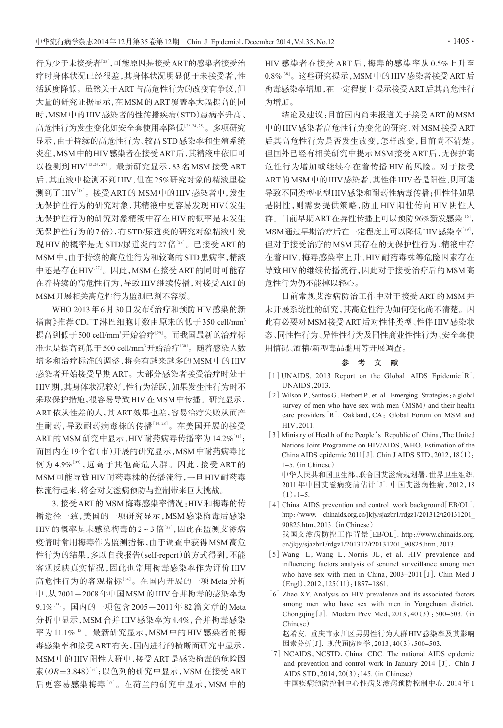行为少于未接受者[23]，可能原因是接受ART的感染者接受治疗时身体状况已经很差，其身体状况明显低于未接受者，性活跃度降低。虽然关于ART与高危性行为的改变有争议，但大量的研究证据显示，在MSM的ART覆盖率大幅提高的同时，MSM中的HIV感染者的性传播疾病（STD）患病率升高、高危性行为发生变化如安全套使用率降低[22,24,25]。多项研究显示，由于持续的高危性行为、较高STD感染率和生殖系统炎症，MSM中的HIV感染者在接受ART后，其精液中依旧可以检测到HIV[13,26,27]。最新研究显示，83名MSM接受ART后，其血液中检测不到HIV，但在25%研究对象的精液里检测到了HIV[28]。接受ART的MSM中的HIV感染者中，发生无保护性行为的研究对象，其精液中更容易发现HIV（发生无保护性行为的研究对象精液中存在HIV的概率是未发生无保护性行为的7倍），有STD/尿道炎的研究对象精液中发现HIV的概率是无STD/尿道炎的27倍[28]。已接受ART的MSM中，由于持续的高危性行为和较高的STD患病率，精液中还是存在HIV[27]。因此，MSM在接受ART的同时可能存在着持续的高危性行为，导致HIV继续传播，对接受ART的MSM开展相关高危性行为监测已刻不容缓。

WHO 2013年6月30日发布《治疗和预防HIV感染的新指南》推荐$CD_4^+$T淋巴细胞计数由原来的低于350 cell/mm³提高到低于500 cell/mm³开始治疗[29]。而我国最新的治疗标准也是提高到低于500 cell/mm³开始治疗[30]。随着感染人数增多和治疗标准的调整，将会有越来越多的MSM中的HIV感染者开始接受早期ART。大部分感染者接受治疗时处于HIV期，其身体状况较好，性行为活跃，如果发生性行为时不采取保护措施，很容易导致HIV在MSM中传播。研究显示，ART依从性差的人，其ART效果也差，容易治疗失败从而产生耐药，导致耐药病毒株的传播[14,28]。在美国开展的接受ART的MSM研究中显示，HIV耐药病毒传播率为14.2%[31]；而国内在19个省（市）开展的研究显示，MSM中耐药病毒比例为4.9%[32]，远高于其他高危人群。因此，接受ART的MSM可能导致HIV耐药毒株的传播流行，一旦HIV耐药毒株流行起来，将会对艾滋病预防与控制带来巨大挑战。

3. 接受ART的MSM梅毒感染率情况：HIV和梅毒的传播途径一致，美国的一项研究显示，MSM感染梅毒后感染HIV的概率是未感染梅毒的2～3倍[33]，因此在监测艾滋病疫情时常用梅毒作为监测指标，由于调查中获得MSM高危性行为的结果，多以自我报告（self-report）的方式得到，不能客观反映真实情况，因此也常用梅毒感染率作为评价HIV高危性行为的客观指标[34]。在国内开展的一项Meta分析中，从2001—2008年中国MSM的HIV合并梅毒的感染率为9.1%[35]。国内的一项包含2005—2011年82篇文章的Meta分析中显示，MSM合并HIV感染率为4.4%，合并梅毒感染率为11.1%[15]。最新研究显示，MSM中的HIV感染者的梅毒感染率和接受ART有关，国内进行的横断面研究中显示，MSM中的HIV阳性人群中，接受ART是感染梅毒的危险因素（$OR$=3.848）[36]；以色列的研究中显示，MSM在接受ART后更容易感染梅毒[37]。在荷兰的研究中显示，MSM中的HIV感染者在接受ART后，梅毒的感染率从0.5%上升至0.8%[38]。这些研究提示，MSM中的HIV感染者接受ART后梅毒感染率增加，在一定程度上提示接受ART后其高危性行为增加。

结论及建议：目前国内尚未报道关于接受ART的MSM中的HIV感染者高危性行为变化的研究，对MSM接受ART后其高危性行为是否发生改变，怎样改变，目前尚不清楚。但国外已经有相关研究中提示MSM接受ART后，无保护高危性行为增加或继续存在着传播HIV的风险。对于接受ART的MSM中的HIV感染者，其性伴HIV若是阳性，则可能导致不同类型亚型HIV感染和耐药性病毒传播；但性伴如果是阴性，则需要提供策略，防止HIV阳性传向HIV阴性人群。目前早期ART在异性传播上可以预防96%新发感染[16]，MSM通过早期治疗后在一定程度上可以降低HIV感染率[39]，但对于接受治疗的MSM其存在的无保护性行为、精液中存在着HIV、梅毒感染率上升、HIV耐药毒株等危险因素存在导致HIV的继续传播流行，因此对于接受治疗后的MSM高危性行为仍不能掉以轻心。

目前常规艾滋病防治工作中对于接受ART的MSM并未开展系统性的研究，其高危性行为如何变化尚不清楚。因此有必要对MSM接受ART后对性伴类型、性伴HIV感染状态、同性性行为、异性性行为及同性商业性性行为、安全套使用情况、酒精/新型毒品滥用等开展调查。

## 参 考 文 献

[1] UNAIDS. 2013 Report on the Global AIDS Epidemic[R]. UNAIDS, 2013.

[2] Wilson P, Santos G, Herbert P, et al. Emerging Strategies: a global survey of men who have sex with men (MSM) and their health care providers[R]. Oakland, CA: Global Forum on MSM and HIV, 2011.

[3] Ministry of Health of the People's Republic of China, The United Nations Joint Programme on HIV/AIDS, WHO. Estimation of the China AIDS epidemic 2011[J]. Chin J AIDS STD, 2012, 18(1): 1–5. (in Chinese)
中华人民共和国卫生部，联合国艾滋病规划署，世界卫生组织. 2011年中国艾滋病疫情估计[J]. 中国艾滋病性病，2012，18(1)：1–5.

[4] China AIDS prevention and control work background[EB/OL]. http://www. chinaids.org.cn/jkjy/sjazbr1/rdgz1/201312/t20131201_90825.htm, 2013. (in Chinese)
我国艾滋病防控工作背景[EB/OL]. http://www.chinaids.org.cn/jkjy/sjazbr1/rdgz1/201312/t20131201_90825.htm, 2013.

[5] Wang L, Wang L, Norris JL, et al. HIV prevalence and influencing factors analysis of sentinel surveillance among men who have sex with men in China, 2003–2011[J]. Chin Med J (Engl), 2012, 125(11): 1857–1861.

[6] Zhao XY. Analysis on HIV prevalence and its associated factors among men who have sex with men in Yongchuan district, Chongqing[J]. Modern Prev Med, 2013, 40(3): 500–503. (in Chinese)
赵希友. 重庆市永川区男男性行为人群HIV感染率及其影响因素分析[J]. 现代预防医学，2013，40(3)：500–503.

[7] NCAIDS, NCSTD, China CDC. The national AIDS epidemic and prevention and control work in January 2014 [J]. Chin J AIDS STD, 2014, 20(3): 145. (in Chinese)
中国疾病预防控制中心性病艾滋病预防控制中心. 2014年1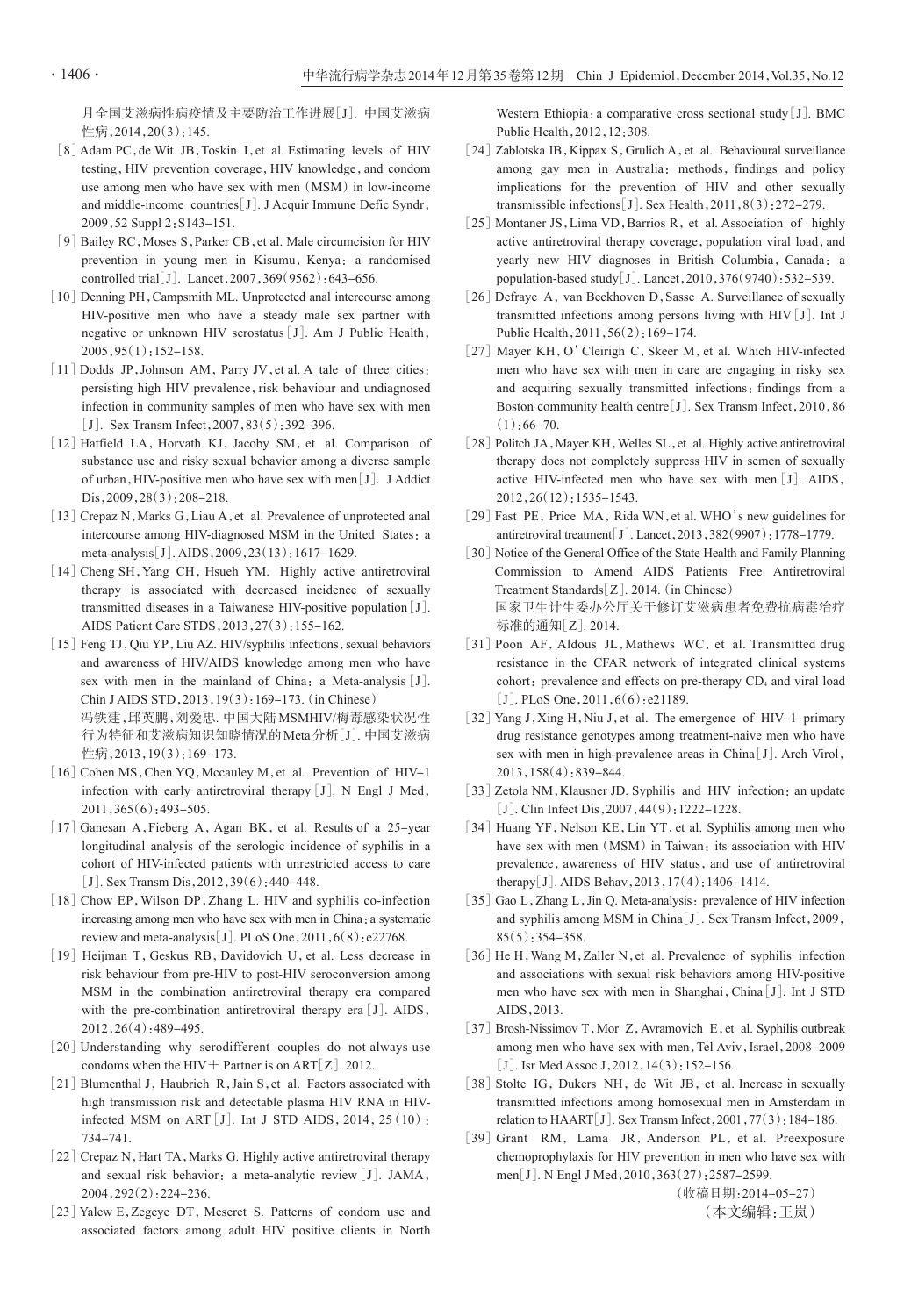月全国艾滋病性病疫情及主要防治工作进展[J]. 中国艾滋病性病,2014,20(3):145.

[8] Adam PC, de Wit JB, Toskin I, et al. Estimating levels of HIV testing, HIV prevention coverage, HIV knowledge, and condom use among men who have sex with men (MSM) in low-income and middle-income countries[J]. J Acquir Immune Defic Syndr, 2009, 52 Suppl 2:S143-151.

[9] Bailey RC, Moses S, Parker CB, et al. Male circumcision for HIV prevention in young men in Kisumu, Kenya: a randomised controlled trial[J]. Lancet, 2007, 369(9562):643-656.

[10] Denning PH, Campsmith ML. Unprotected anal intercourse among HIV-positive men who have a steady male sex partner with negative or unknown HIV serostatus[J]. Am J Public Health, 2005, 95(1):152-158.

[11] Dodds JP, Johnson AM, Parry JV, et al. A tale of three cities: persisting high HIV prevalence, risk behaviour and undiagnosed infection in community samples of men who have sex with men [J]. Sex Transm Infect, 2007, 83(5):392-396.

[12] Hatfield LA, Horvath KJ, Jacoby SM, et al. Comparison of substance use and risky sexual behavior among a diverse sample of urban, HIV-positive men who have sex with men[J]. J Addict Dis, 2009, 28(3):208-218.

[13] Crepaz N, Marks G, Liau A, et al. Prevalence of unprotected anal intercourse among HIV-diagnosed MSM in the United States: a meta-analysis[J]. AIDS, 2009, 23(13):1617-1629.

[14] Cheng SH, Yang CH, Hsueh YM. Highly active antiretroviral therapy is associated with decreased incidence of sexually transmitted diseases in a Taiwanese HIV-positive population[J]. AIDS Patient Care STDS, 2013, 27(3):155-162.

[15] Feng TJ, Qiu YP, Liu AZ. HIV/syphilis infections, sexual behaviors and awareness of HIV/AIDS knowledge among men who have sex with men in the mainland of China: a Meta-analysis [J]. Chin J AIDS STD, 2013, 19(3):169-173. (in Chinese)
冯铁建,邱英鹏,刘爱忠. 中国大陆MSMHIV/梅毒感染状况性行为特征和艾滋病知识知晓情况的Meta分析[J]. 中国艾滋病性病,2013,19(3):169-173.

[16] Cohen MS, Chen YQ, Mccauley M, et al. Prevention of HIV-1 infection with early antiretroviral therapy [J]. N Engl J Med, 2011, 365(6):493-505.

[17] Ganesan A, Fieberg A, Agan BK, et al. Results of a 25-year longitudinal analysis of the serologic incidence of syphilis in a cohort of HIV-infected patients with unrestricted access to care [J]. Sex Transm Dis, 2012, 39(6):440-448.

[18] Chow EP, Wilson DP, Zhang L. HIV and syphilis co-infection increasing among men who have sex with men in China: a systematic review and meta-analysis[J]. PLoS One, 2011, 6(8):e22768.

[19] Heijman T, Geskus RB, Davidovich U, et al. Less decrease in risk behaviour from pre-HIV to post-HIV seroconversion among MSM in the combination antiretroviral therapy era compared with the pre-combination antiretroviral therapy era [J]. AIDS, 2012, 26(4):489-495.

[20] Understanding why serodifferent couples do not always use condoms when the HIV+ Partner is on ART[Z]. 2012.

[21] Blumenthal J, Haubrich R, Jain S, et al. Factors associated with high transmission risk and detectable plasma HIV RNA in HIV-infected MSM on ART[J]. Int J STD AIDS, 2014, 25(10): 734-741.

[22] Crepaz N, Hart TA, Marks G. Highly active antiretroviral therapy and sexual risk behavior: a meta-analytic review[J]. JAMA, 2004, 292(2):224-236.

[23] Yalew E, Zegeye DT, Meseret S. Patterns of condom use and associated factors among adult HIV positive clients in North Western Ethiopia: a comparative cross sectional study[J]. BMC Public Health, 2012, 12:308.

[24] Zablotska IB, Kippax S, Grulich A, et al. Behavioural surveillance among gay men in Australia: methods, findings and policy implications for the prevention of HIV and other sexually transmissible infections[J]. Sex Health, 2011, 8(3):272-279.

[25] Montaner JS, Lima VD, Barrios R, et al. Association of highly active antiretroviral therapy coverage, population viral load, and yearly new HIV diagnoses in British Columbia, Canada: a population-based study[J]. Lancet, 2010, 376(9740):532-539.

[26] Defraye A, van Beckhoven D, Sasse A. Surveillance of sexually transmitted infections among persons living with HIV[J]. Int J Public Health, 2011, 56(2):169-174.

[27] Mayer KH, O'Cleirigh C, Skeer M, et al. Which HIV-infected men who have sex with men in care are engaging in risky sex and acquiring sexually transmitted infections: findings from a Boston community health centre[J]. Sex Transm Infect, 2010, 86 (1):66-70.

[28] Politch JA, Mayer KH, Welles SL, et al. Highly active antiretroviral therapy does not completely suppress HIV in semen of sexually active HIV-infected men who have sex with men [J]. AIDS, 2012, 26(12):1535-1543.

[29] Fast PE, Price MA, Rida WN, et al. WHO's new guidelines for antiretroviral treatment[J]. Lancet, 2013, 382(9907):1778-1779.

[30] Notice of the General Office of the State Health and Family Planning Commission to Amend AIDS Patients Free Antiretroviral Treatment Standards[Z]. 2014. (in Chinese)
国家卫生计生委办公厅关于修订艾滋病患者免费抗病毒治疗标准的通知[Z]. 2014.

[31] Poon AF, Aldous JL, Mathews WC, et al. Transmitted drug resistance in the CFAR network of integrated clinical systems cohort: prevalence and effects on pre-therapy $CD_4$ and viral load [J]. PLoS One, 2011, 6(6):e21189.

[32] Yang J, Xing H, Niu J, et al. The emergence of HIV-1 primary drug resistance genotypes among treatment-naive men who have sex with men in high-prevalence areas in China[J]. Arch Virol, 2013, 158(4):839-844.

[33] Zetola NM, Klausner JD. Syphilis and HIV infection: an update [J]. Clin Infect Dis, 2007, 44(9):1222-1228.

[34] Huang YF, Nelson KE, Lin YT, et al. Syphilis among men who have sex with men (MSM) in Taiwan: its association with HIV prevalence, awareness of HIV status, and use of antiretroviral therapy[J]. AIDS Behav, 2013, 17(4):1406-1414.

[35] Gao L, Zhang L, Jin Q. Meta-analysis: prevalence of HIV infection and syphilis among MSM in China[J]. Sex Transm Infect, 2009, 85(5):354-358.

[36] He H, Wang M, Zaller N, et al. Prevalence of syphilis infection and associations with sexual risk behaviors among HIV-positive men who have sex with men in Shanghai, China[J]. Int J STD AIDS, 2013.

[37] Brosh-Nissimov T, Mor Z, Avramovich E, et al. Syphilis outbreak among men who have sex with men, Tel Aviv, Israel, 2008-2009 [J]. Isr Med Assoc J, 2012, 14(3):152-156.

[38] Stolte IG, Dukers NH, de Wit JB, et al. Increase in sexually transmitted infections among homosexual men in Amsterdam in relation to HAART[J]. Sex Transm Infect, 2001, 77(3):184-186.

[39] Grant RM, Lama JR, Anderson PL, et al. Preexposure chemoprophylaxis for HIV prevention in men who have sex with men[J]. N Engl J Med, 2010, 363(27):2587-2599.

(收稿日期:2014-05-27)
(本文编辑:王岚)